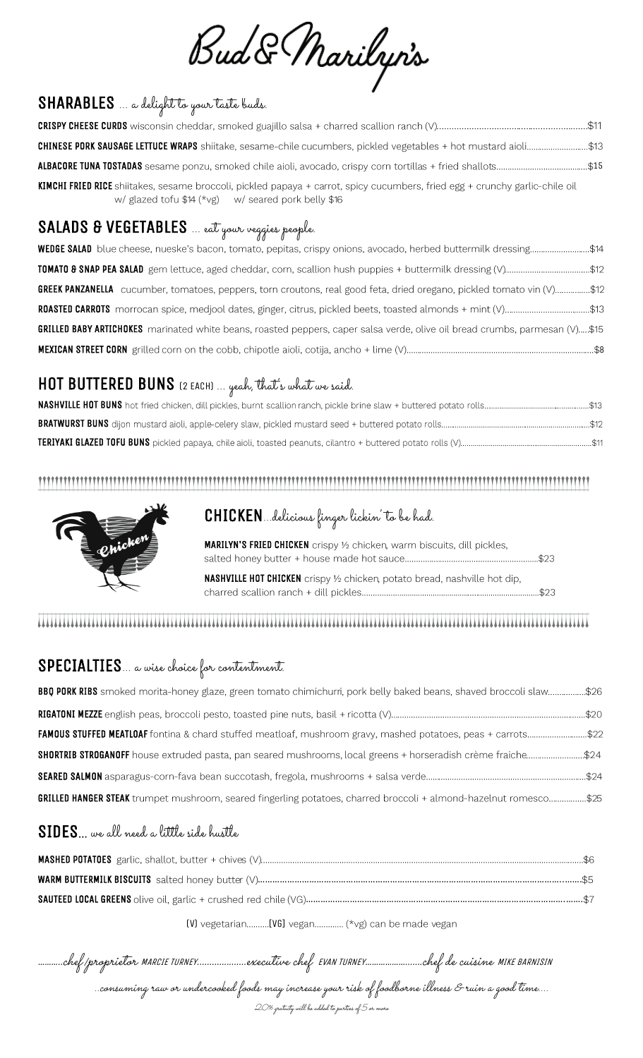# Bud & Marilyn's

## SHARABLES ... a delight to your taste buds.

**CRISPY CHEESE CURDS** wisconsin cheddar, smoked guajillo salsa + charred scallion ranch (V)........$11

**CHINESE PORK SAUSAGE LETTUCE WRAPS** shiitake, sesame-chile cucumbers, pickled vegetables + hot mustard aioli........$13

**ALBACORE TUNA TOSTADAS** sesame ponzu, smoked chile aioli, avocado, crispy corn tortillas + fried shallots........$15

**KIMCHI FRIED RICE** shiitakes, sesame broccoli, pickled papaya + carrot, spicy cucumbers, fried egg + crunchy garlic-chile oil
w/ glazed tofu $14 (*vg) w/ seared pork belly $16

## SALADS & VEGETABLES ... eat your veggies people.

**WEDGE SALAD** blue cheese, nueske's bacon, tomato, pepitas, crispy onions, avocado, herbed buttermilk dressing........$14

**TOMATO & SNAP PEA SALAD** gem lettuce, aged cheddar, corn, scallion hush puppies + buttermilk dressing (V)........$12

**GREEK PANZANELLA** cucumber, tomatoes, peppers, torn croutons, real good feta, dried oregano, pickled tomato vin (V)........$12

**ROASTED CARROTS** morrocan spice, medjool dates, ginger, citrus, pickled beets, toasted almonds + mint (V)........$13

**GRILLED BABY ARTICHOKES** marinated white beans, roasted peppers, caper salsa verde, olive oil bread crumbs, parmesan (V).....$15

**MEXICAN STREET CORN** grilled corn on the cob, chipotle aioli, cotija, ancho + lime (V)........$8

## HOT BUTTERED BUNS (2 EACH) ... yeah, that's what we said.

**NASHVILLE HOT BUNS** hot fried chicken, dill pickles, burnt scallion ranch, pickle brine slaw + buttered potato rolls........$13

**BRATWURST BUNS** dijon mustard aioli, apple-celery slaw, pickled mustard seed + buttered potato rolls........$12

**TERIYAKI GLAZED TOFU BUNS** pickled papaya, chile aioli, toasted peanuts, cilantro + buttered potato rolls (V)........$11

## CHICKEN...delicious finger lickin' to be had.

**MARILYN'S FRIED CHICKEN** crispy ½ chicken, warm biscuits, dill pickles, salted honey butter + house made hot sauce........$23

**NASHVILLE HOT CHICKEN** crispy ½ chicken, potato bread, nashville hot dip, charred scallion ranch + dill pickles........$23

## SPECIALTIES... a wise choice for contentment.

**BBQ PORK RIBS** smoked morita-honey glaze, green tomato chimichurri, pork belly baked beans, shaved broccoli slaw........$26

**RIGATONI MEZZE** english peas, broccoli pesto, toasted pine nuts, basil + ricotta (V)........$20

**FAMOUS STUFFED MEATLOAF** fontina & chard stuffed meatloaf, mushroom gravy, mashed potatoes, peas + carrots........$22

**SHORTRIB STROGANOFF** house extruded pasta, pan seared mushrooms, local greens + horseradish crème fraiche........$24

**SEARED SALMON** asparagus-corn-fava bean succotash, fregola, mushrooms + salsa verde........$24

**GRILLED HANGER STEAK** trumpet mushroom, seared fingerling potatoes, charred broccoli + almond-hazelnut romesco........$25

## SIDES... we all need a little side hustle

**MASHED POTATOES** garlic, shallot, butter + chives (V)........$6

**WARM BUTTERMILK BISCUITS** salted honey butter (V)........$5

**SAUTEED LOCAL GREENS** olive oil, garlic + crushed red chile (VG)........$7

(V) vegetarian..........(VG) vegan............ (*vg) can be made vegan

...........chef/proprietor MARCIE TURNEY..................executive chef EVAN TURNEY......................chef de cuisine MIKE BARNISIN

..consuming raw or undercooked foods may increase your risk of foodborne illness & ruin a good time....

20% gratuity will be added to parties of 5 or more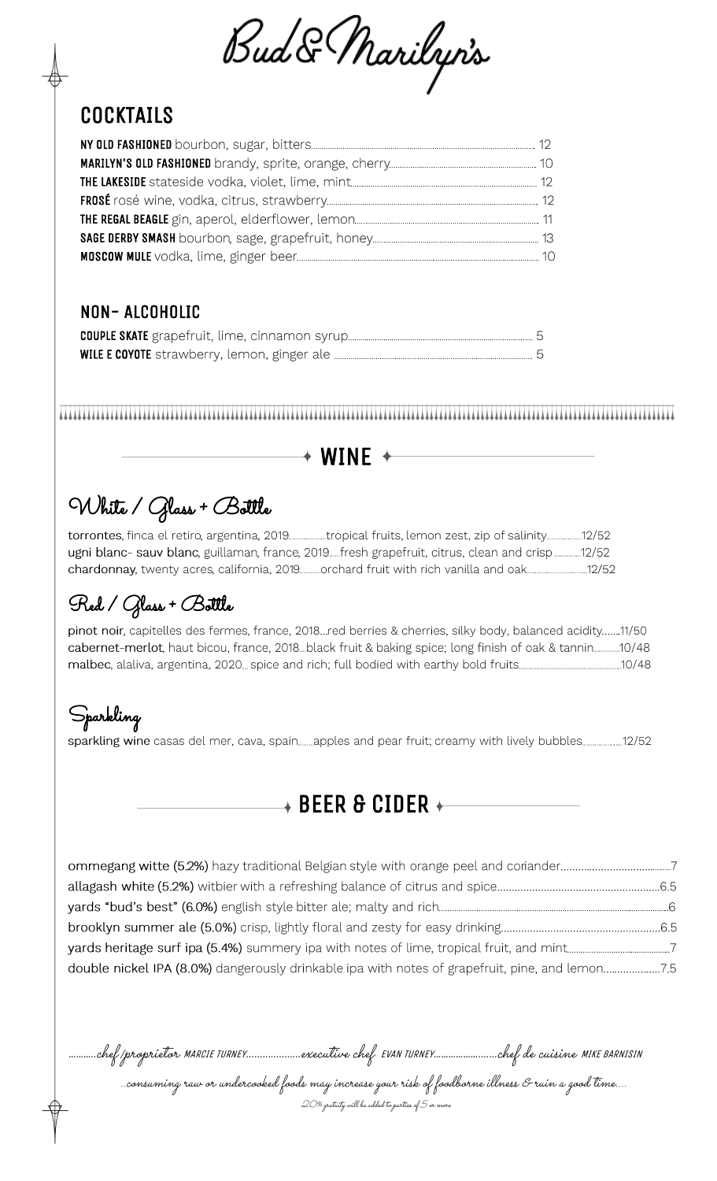# Bud & Marilyn's

## COCKTAILS

**NY OLD FASHIONED** bourbon, sugar, bitters.......... 12
**MARILYN'S OLD FASHIONED** brandy, sprite, orange, cherry.......... 10
**THE LAKESIDE** stateside vodka, violet, lime, mint.......... 12
**FROSÉ** rosé wine, vodka, citrus, strawberry.......... 12
**THE REGAL BEAGLE** gin, aperol, elderflower, lemon.......... 11
**SAGE DERBY SMASH** bourbon, sage, grapefruit, honey.......... 13
**MOSCOW MULE** vodka, lime, ginger beer.......... 10

## NON- ALCOHOLIC

**COUPLE SKATE** grapefruit, lime, cinnamon syrup.......... 5
**WILE E COYOTE** strawberry, lemon, ginger ale .......... 5

## WINE

### White / Glass + Bottle

torrontes, finca el retiro, argentina, 2019..........tropical fruits, lemon zest, zip of salinity..........12/52
ugni blanc- sauv blanc, guillaman, france, 2019.....fresh grapefruit, citrus, clean and crisp..........12/52
chardonnay, twenty acres, california, 2019..........orchard fruit with rich vanilla and oak..........12/52

### Red / Glass + Bottle

pinot noir, capitelles des fermes, france, 2018...red berries & cherries, silky body, balanced acidity......11/50
cabernet-merlot, haut bicou, france, 2018...black fruit & baking spice; long finish of oak & tannin..........10/48
malbec, alaliva, argentina, 2020... spice and rich; full bodied with earthy bold fruits..........10/48

### Sparkling

sparkling wine casas del mer, cava, spain.......apples and pear fruit; creamy with lively bubbles..........12/52

## BEER & CIDER

ommegang witte (5.2%) hazy traditional Belgian style with orange peel and coriander..........7
allagash white (5.2%) witbier with a refreshing balance of citrus and spice..........6.5
yards "bud's best" (6.0%) english style bitter ale; malty and rich..........6
brooklyn summer ale (5.0%) crisp, lightly floral and zesty for easy drinking..........6.5
yards heritage surf ipa (5.4%) summery ipa with notes of lime, tropical fruit, and mint..........7
double nickel IPA (8.0%) dangerously drinkable ipa with notes of grapefruit, pine, and lemon..........7.5

..........chef/proprietor MARCIE TURNEY..........executive chef EVAN TURNEY..........chef de cuisine MIKE BARNISIN

..consuming raw or undercooked foods may increase your risk of foodborne illness & ruin a good time....

20% gratuity will be added to parties of 5 or more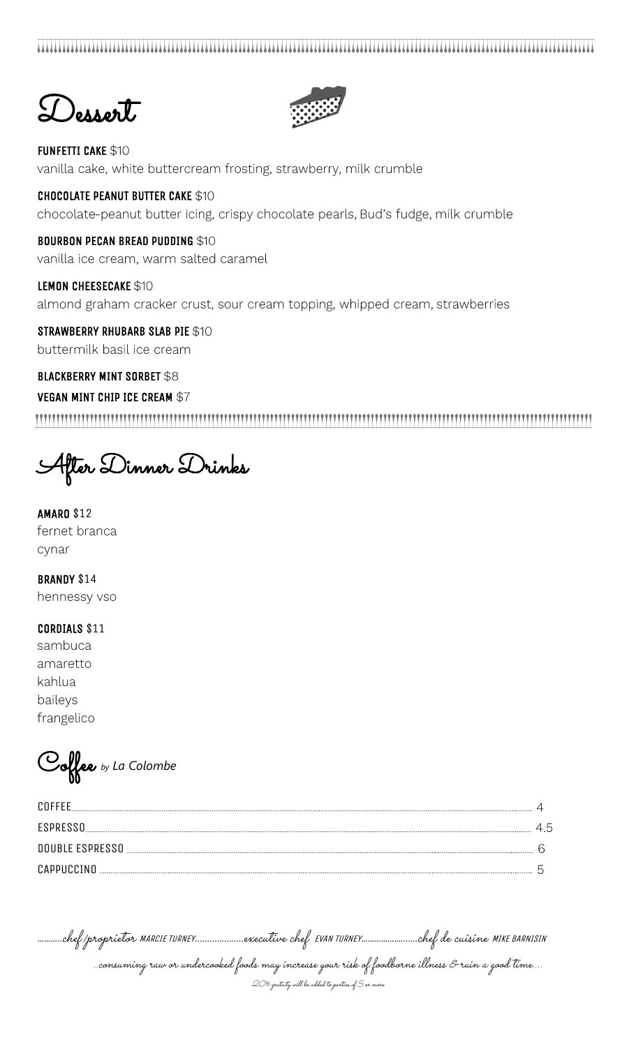# Dessert

**FUNFETTI CAKE** $10
vanilla cake, white buttercream frosting, strawberry, milk crumble

**CHOCOLATE PEANUT BUTTER CAKE** $10
chocolate-peanut butter icing, crispy chocolate pearls, Bud's fudge, milk crumble

**BOURBON PECAN BREAD PUDDING** $10
vanilla ice cream, warm salted caramel

**LEMON CHEESECAKE** $10
almond graham cracker crust, sour cream topping, whipped cream, strawberries

**STRAWBERRY RHUBARB SLAB PIE** $10
buttermilk basil ice cream

**BLACKBERRY MINT SORBET** $8

**VEGAN MINT CHIP ICE CREAM** $7

# After Dinner Drinks

**AMARO** $12
fernet branca
cynar

**BRANDY** $14
hennessy vso

**CORDIALS** $11
sambuca
amaretto
kahlua
baileys
frangelico

# Coffee *by La Colombe*

| | |
|---|---|
| COFFEE | 4 |
| ESPRESSO | 4.5 |
| DOUBLE ESPRESSO | 6 |
| CAPPUCCINO | 5 |

...........chef/proprietor MARCIE TURNEY...................executive chef EVAN TURNEY.......................chef de cuisine MIKE BARNISIN

...consuming raw or undercooked foods may increase your risk of foodborne illness & ruin a good time....

20% gratuity will be added to parties of 5 or more